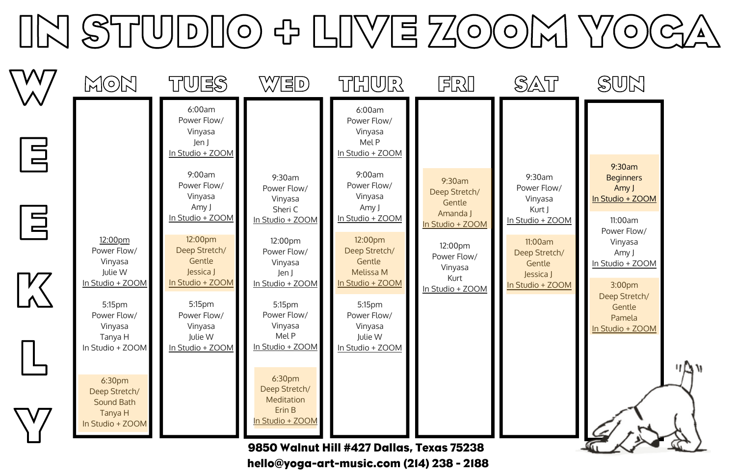# IN STUDIO + LIVE ZOOM YOGA

## WEEKLY

| MON | TUES | WED | THUR | FRI | SAT | SUN |
|---|---|---|---|---|---|---|
| | 6:00am Power Flow/ Vinyasa Jen J In Studio + ZOOM | | 6:00am Power Flow/ Vinyasa Mel P In Studio + ZOOM | | | |
| | 9:00am Power Flow/ Vinyasa Amy J In Studio + ZOOM | 9:30am Power Flow/ Vinyasa Sheri C In Studio + ZOOM | 9:00am Power Flow/ Vinyasa Amy J In Studio + ZOOM | 9:30am Deep Stretch/ Gentle Amanda J In Studio + ZOOM | 9:30am Power Flow/ Vinyasa Kurt J In Studio + ZOOM | 9:30am Beginners Amy J In Studio + ZOOM |
| | | | | | 11:00am Deep Stretch/ Gentle Jessica J In Studio + ZOOM | 11:00am Power Flow/ Vinyasa Amy J In Studio + ZOOM |
| 12:00pm Power Flow/ Vinyasa Julie W In Studio + ZOOM | 12:00pm Deep Stretch/ Gentle Jessica J In Studio + ZOOM | 12:00pm Power Flow/ Vinyasa Jen J In Studio + ZOOM | 12:00pm Deep Stretch/ Gentle Melissa M In Studio + ZOOM | 12:00pm Power Flow/ Vinyasa Kurt In Studio + ZOOM | | |
| | | | | | | 3:00pm Deep Stretch/ Gentle Pamela In Studio + ZOOM |
| 5:15pm Power Flow/ Vinyasa Tanya H In Studio + ZOOM | 5:15pm Power Flow/ Vinyasa Julie W In Studio + ZOOM | 5:15pm Power Flow/ Vinyasa Mel P In Studio + ZOOM | 5:15pm Power Flow/ Vinyasa Julie W In Studio + ZOOM | | | |
| 6:30pm Deep Stretch/ Sound Bath Tanya H In Studio + ZOOM | | 6:30pm Deep Stretch/ Meditation Erin B In Studio + ZOOM | | | | |

**9850 Walnut Hill #427 Dallas, Texas 75238**
**hello@yoga-art-music.com (214) 238 - 2188**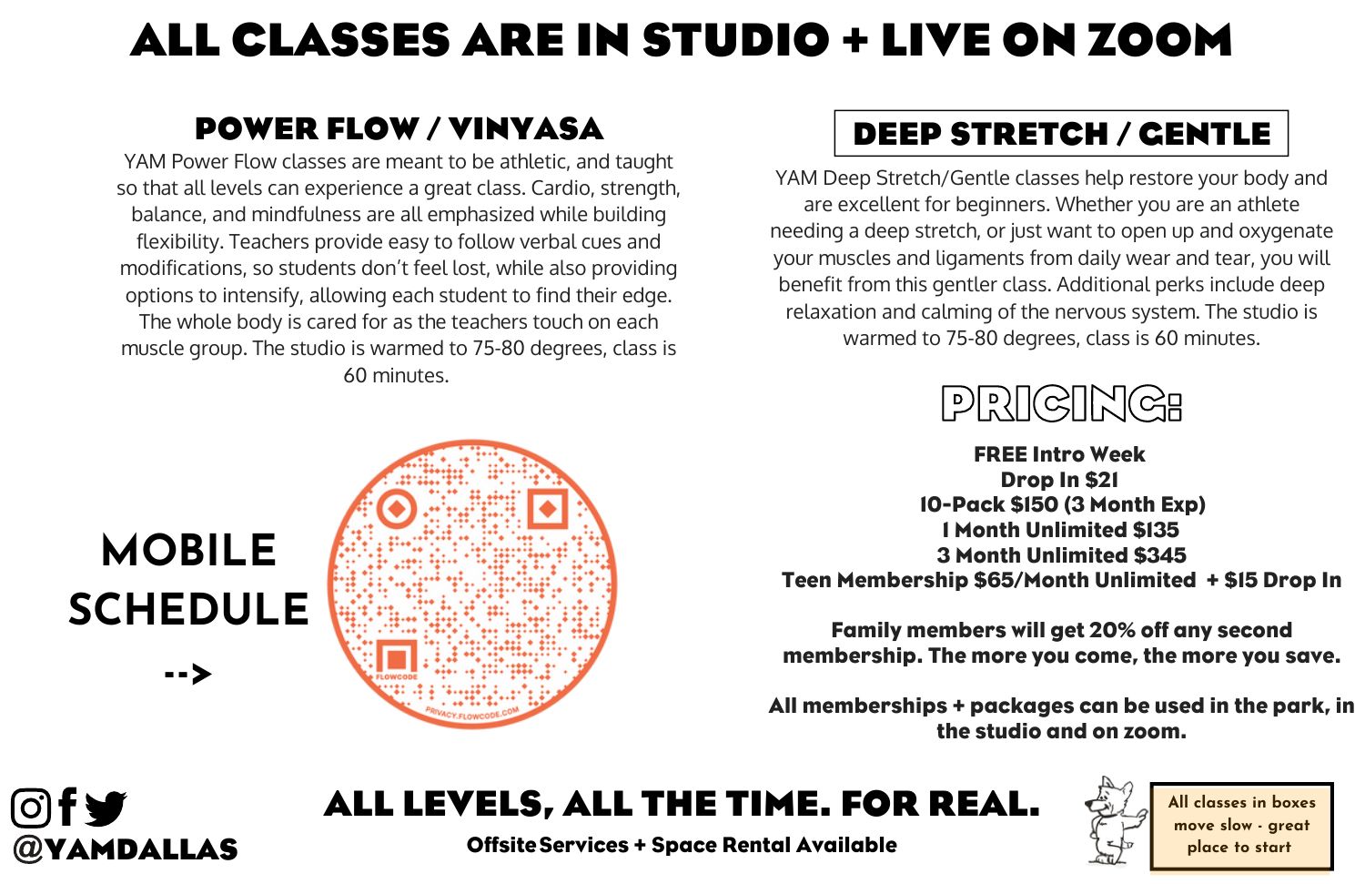# ALL CLASSES ARE IN STUDIO + LIVE ON ZOOM

## POWER FLOW / VINYASA

YAM Power Flow classes are meant to be athletic, and taught so that all levels can experience a great class. Cardio, strength, balance, and mindfulness are all emphasized while building flexibility. Teachers provide easy to follow verbal cues and modifications, so students don't feel lost, while also providing options to intensify, allowing each student to find their edge. The whole body is cared for as the teachers touch on each muscle group. The studio is warmed to 75-80 degrees, class is 60 minutes.

## DEEP STRETCH / GENTLE

YAM Deep Stretch/Gentle classes help restore your body and are excellent for beginners. Whether you are an athlete needing a deep stretch, or just want to open up and oxygenate your muscles and ligaments from daily wear and tear, you will benefit from this gentler class. Additional perks include deep relaxation and calming of the nervous system. The studio is warmed to 75-80 degrees, class is 60 minutes.

## PRICING:

**FREE Intro Week**
**Drop In $21**
**10-Pack $150 (3 Month Exp)**
**1 Month Unlimited $135**
**3 Month Unlimited $345**
**Teen Membership $65/Month Unlimited + $15 Drop In**

**Family members will get 20% off any second membership. The more you come, the more you save.**

**All memberships + packages can be used in the park, in the studio and on zoom.**

MOBILE SCHEDULE -->

FLOWCODE
PRIVACY.FLOWCODE.COM

@YAMDALLAS

**ALL LEVELS, ALL THE TIME. FOR REAL.**

**Offsite Services + Space Rental Available**

All classes in boxes move slow - great place to start